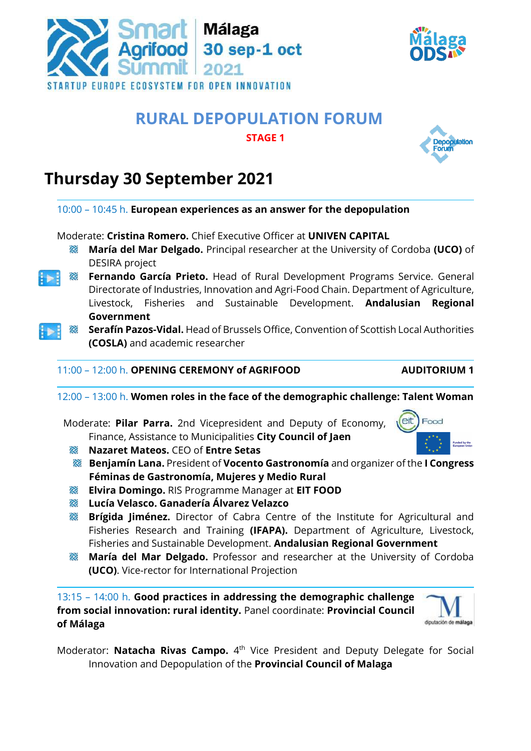Smart Agrifood Summit | Málaga 30 sep-1 oct 2021

STARTUP EUROPE ECOSYSTEM FOR OPEN INNOVATION

Málaga ODS

# RURAL DEPOPULATION FORUM

**STAGE 1**

Depopulation Forum

## Thursday 30 September 2021

10:00 – 10:45 h. **European experiences as an answer for the depopulation**

Moderate: **Cristina Romero.** Chief Executive Officer at **UNIVEN CAPITAL**

- **María del Mar Delgado.** Principal researcher at the University of Cordoba **(UCO)** of DESIRA project
- **Fernando García Prieto.** Head of Rural Development Programs Service. General Directorate of Industries, Innovation and Agri-Food Chain. Department of Agriculture, Livestock, Fisheries and Sustainable Development. **Andalusian Regional Government**
- **Serafín Pazos-Vidal.** Head of Brussels Office, Convention of Scottish Local Authorities **(COSLA)** and academic researcher

11:00 – 12:00 h. **OPENING CEREMONY of AGRIFOOD** **AUDITORIUM 1**

12:00 – 13:00 h. **Women roles in the face of the demographic challenge: Talent Woman**

Moderate: **Pilar Parra.** 2nd Vicepresident and Deputy of Economy, Finance, Assistance to Municipalities **City Council of Jaen**

- **Nazaret Mateos.** CEO of **Entre Setas**
- **Benjamín Lana.** President of **Vocento Gastronomía** and organizer of the **I Congress Féminas de Gastronomía, Mujeres y Medio Rural**
- **Elvira Domingo.** RIS Programme Manager at **EIT FOOD**
- **Lucía Velasco. Ganadería Álvarez Velazco**
- **Brígida Jiménez.** Director of Cabra Centre of the Institute for Agricultural and Fisheries Research and Training **(IFAPA).** Department of Agriculture, Livestock, Fisheries and Sustainable Development. **Andalusian Regional Government**
- **María del Mar Delgado.** Professor and researcher at the University of Cordoba **(UCO)**. Vice-rector for International Projection

13:15 – 14:00 h. **Good practices in addressing the demographic challenge from social innovation: rural identity.** Panel coordinate: **Provincial Council of Málaga**

Moderator: **Natacha Rivas Campo.** 4th Vice President and Deputy Delegate for Social Innovation and Depopulation of the **Provincial Council of Malaga**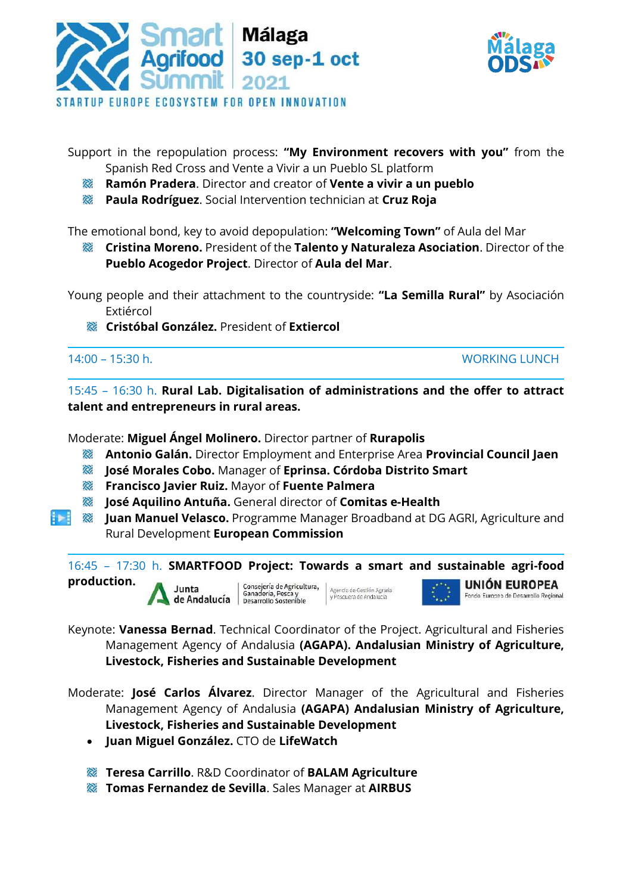Support in the repopulation process: **"My Environment recovers with you"** from the Spanish Red Cross and Vente a Vivir a un Pueblo SL platform

- **Ramón Pradera**. Director and creator of **Vente a vivir a un pueblo**
- **Paula Rodríguez**. Social Intervention technician at **Cruz Roja**

The emotional bond, key to avoid depopulation: **"Welcoming Town"** of Aula del Mar

- **Cristina Moreno.** President of the **Talento y Naturaleza Asociation**. Director of the **Pueblo Acogedor Project**. Director of **Aula del Mar**.

Young people and their attachment to the countryside: **"La Semilla Rural"** by Asociación Extiércol

- **Cristóbal González.** President of **Extiercol**

---

14:00 – 15:30 h. WORKING LUNCH

---

15:45 – 16:30 h. **Rural Lab. Digitalisation of administrations and the offer to attract talent and entrepreneurs in rural areas.**

Moderate: **Miguel Ángel Molinero.** Director partner of **Rurapolis**

- **Antonio Galán.** Director Employment and Enterprise Area **Provincial Council Jaen**
- **José Morales Cobo.** Manager of **Eprinsa. Córdoba Distrito Smart**
- **Francisco Javier Ruiz.** Mayor of **Fuente Palmera**
- **José Aquilino Antuña.** General director of **Comitas e-Health**
- **Juan Manuel Velasco.** Programme Manager Broadband at DG AGRI, Agriculture and Rural Development **European Commission**

---

16:45 – 17:30 h. **SMARTFOOD Project: Towards a smart and sustainable agri-food production.**

Junta de Andalucía | Consejería de Agricultura, Ganadería, Pesca y Desarrollo Sostenible | Agencia de Gestión Agraria y Pesquera de Andalucía | UNIÓN EUROPEA Fondo Europeo de Desarrollo Regional

Keynote: **Vanessa Bernad**. Technical Coordinator of the Project. Agricultural and Fisheries Management Agency of Andalusia **(AGAPA). Andalusian Ministry of Agriculture, Livestock, Fisheries and Sustainable Development**

Moderate: **José Carlos Álvarez**. Director Manager of the Agricultural and Fisheries Management Agency of Andalusia **(AGAPA) Andalusian Ministry of Agriculture, Livestock, Fisheries and Sustainable Development**

- **Juan Miguel González.** CTO de **LifeWatch**

- **Teresa Carrillo**. R&D Coordinator of **BALAM Agriculture**
- **Tomas Fernandez de Sevilla**. Sales Manager at **AIRBUS**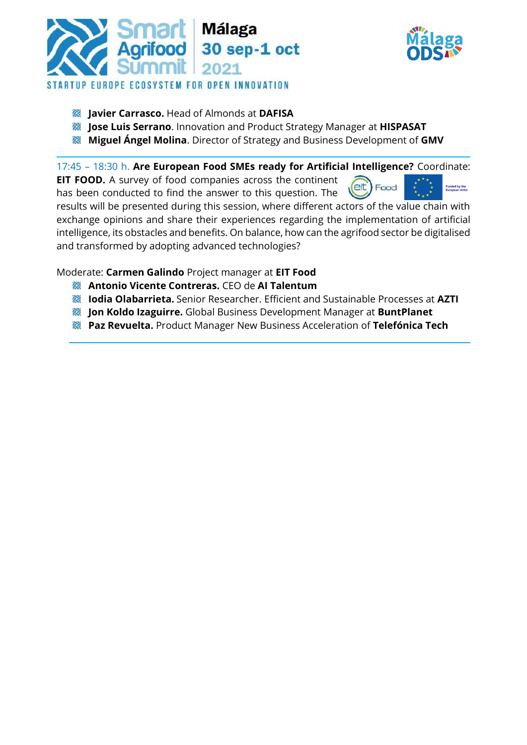- **Javier Carrasco.** Head of Almonds at **DAFISA**
- **Jose Luis Serrano**. Innovation and Product Strategy Manager at **HISPASAT**
- **Miguel Ángel Molina**. Director of Strategy and Business Development of **GMV**

---

17:45 – 18:30 h. **Are European Food SMEs ready for Artificial Intelligence?** Coordinate: **EIT FOOD.** A survey of food companies across the continent has been conducted to find the answer to this question. The results will be presented during this session, where different actors of the value chain with exchange opinions and share their experiences regarding the implementation of artificial intelligence, its obstacles and benefits. On balance, how can the agrifood sector be digitalised and transformed by adopting advanced technologies?

Moderate: **Carmen Galindo** Project manager at **EIT Food**

- **Antonio Vicente Contreras.** CEO de **AI Talentum**
- **Iodia Olabarrieta.** Senior Researcher. Efficient and Sustainable Processes at **AZTI**
- **Jon Koldo Izaguirre.** Global Business Development Manager at **BuntPlanet**
- **Paz Revuelta.** Product Manager New Business Acceleration of **Telefónica Tech**

---